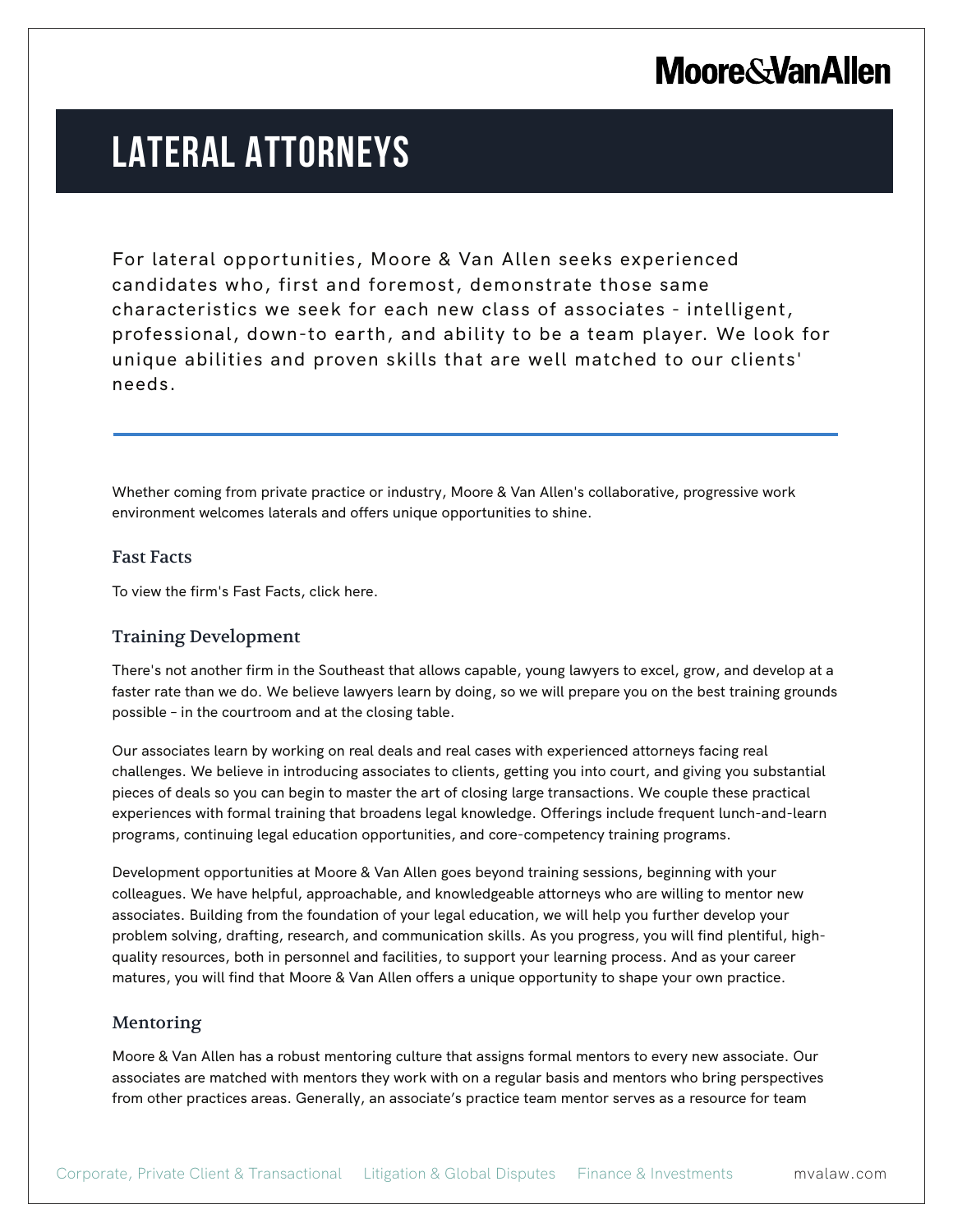# LATERAL ATTORNEYS

For lateral opportunities, Moore & Van Allen seeks experienced candidates who, first and foremost, demonstrate those same characteristics we seek for each new class of associates - intelligent, professional, down-to earth, and ability to be a team player. We look for unique abilities and proven skills that are well matched to our clients' needs.

---

Whether coming from private practice or industry, Moore & Van Allen's collaborative, progressive work environment welcomes laterals and offers unique opportunities to shine.

### Fast Facts

To view the firm's Fast Facts, click here.

### Training Development

There's not another firm in the Southeast that allows capable, young lawyers to excel, grow, and develop at a faster rate than we do. We believe lawyers learn by doing, so we will prepare you on the best training grounds possible – in the courtroom and at the closing table.

Our associates learn by working on real deals and real cases with experienced attorneys facing real challenges. We believe in introducing associates to clients, getting you into court, and giving you substantial pieces of deals so you can begin to master the art of closing large transactions. We couple these practical experiences with formal training that broadens legal knowledge. Offerings include frequent lunch-and-learn programs, continuing legal education opportunities, and core-competency training programs.

Development opportunities at Moore & Van Allen goes beyond training sessions, beginning with your colleagues. We have helpful, approachable, and knowledgeable attorneys who are willing to mentor new associates. Building from the foundation of your legal education, we will help you further develop your problem solving, drafting, research, and communication skills. As you progress, you will find plentiful, high-quality resources, both in personnel and facilities, to support your learning process. And as your career matures, you will find that Moore & Van Allen offers a unique opportunity to shape your own practice.

### Mentoring

Moore & Van Allen has a robust mentoring culture that assigns formal mentors to every new associate. Our associates are matched with mentors they work with on a regular basis and mentors who bring perspectives from other practices areas. Generally, an associate's practice team mentor serves as a resource for team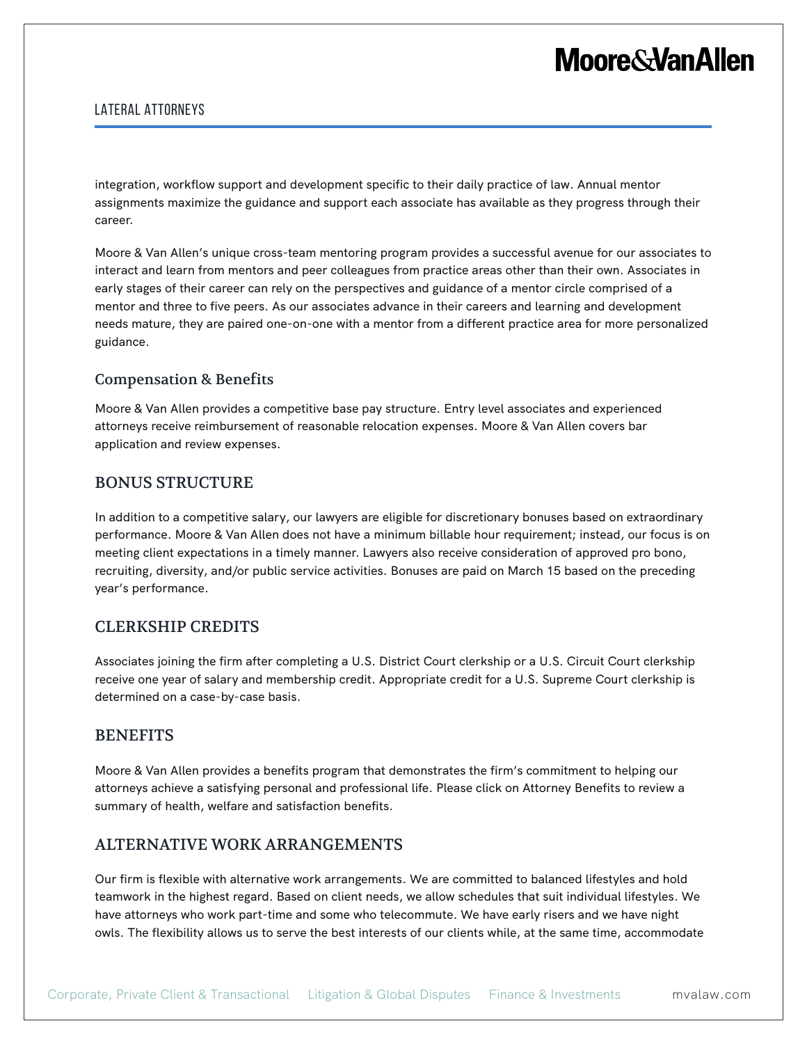integration, workflow support and development specific to their daily practice of law. Annual mentor assignments maximize the guidance and support each associate has available as they progress through their career.

Moore & Van Allen's unique cross-team mentoring program provides a successful avenue for our associates to interact and learn from mentors and peer colleagues from practice areas other than their own. Associates in early stages of their career can rely on the perspectives and guidance of a mentor circle comprised of a mentor and three to five peers. As our associates advance in their careers and learning and development needs mature, they are paired one-on-one with a mentor from a different practice area for more personalized guidance.

### Compensation & Benefits

Moore & Van Allen provides a competitive base pay structure. Entry level associates and experienced attorneys receive reimbursement of reasonable relocation expenses. Moore & Van Allen covers bar application and review expenses.

## BONUS STRUCTURE

In addition to a competitive salary, our lawyers are eligible for discretionary bonuses based on extraordinary performance. Moore & Van Allen does not have a minimum billable hour requirement; instead, our focus is on meeting client expectations in a timely manner. Lawyers also receive consideration of approved pro bono, recruiting, diversity, and/or public service activities. Bonuses are paid on March 15 based on the preceding year's performance.

## CLERKSHIP CREDITS

Associates joining the firm after completing a U.S. District Court clerkship or a U.S. Circuit Court clerkship receive one year of salary and membership credit. Appropriate credit for a U.S. Supreme Court clerkship is determined on a case-by-case basis.

## BENEFITS

Moore & Van Allen provides a benefits program that demonstrates the firm's commitment to helping our attorneys achieve a satisfying personal and professional life. Please click on Attorney Benefits to review a summary of health, welfare and satisfaction benefits.

## ALTERNATIVE WORK ARRANGEMENTS

Our firm is flexible with alternative work arrangements. We are committed to balanced lifestyles and hold teamwork in the highest regard. Based on client needs, we allow schedules that suit individual lifestyles. We have attorneys who work part-time and some who telecommute. We have early risers and we have night owls. The flexibility allows us to serve the best interests of our clients while, at the same time, accommodate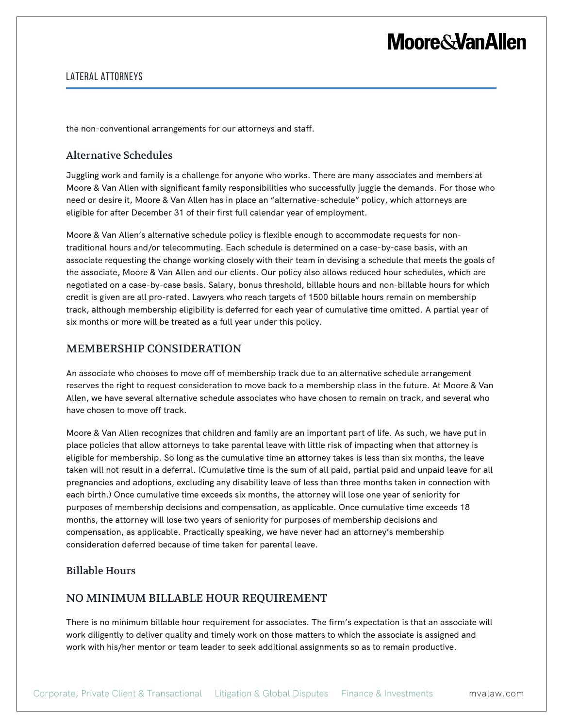the non-conventional arrangements for our attorneys and staff.

## Alternative Schedules

Juggling work and family is a challenge for anyone who works. There are many associates and members at Moore & Van Allen with significant family responsibilities who successfully juggle the demands. For those who need or desire it, Moore & Van Allen has in place an "alternative-schedule" policy, which attorneys are eligible for after December 31 of their first full calendar year of employment.

Moore & Van Allen's alternative schedule policy is flexible enough to accommodate requests for non-traditional hours and/or telecommuting. Each schedule is determined on a case-by-case basis, with an associate requesting the change working closely with their team in devising a schedule that meets the goals of the associate, Moore & Van Allen and our clients. Our policy also allows reduced hour schedules, which are negotiated on a case-by-case basis. Salary, bonus threshold, billable hours and non-billable hours for which credit is given are all pro-rated. Lawyers who reach targets of 1500 billable hours remain on membership track, although membership eligibility is deferred for each year of cumulative time omitted. A partial year of six months or more will be treated as a full year under this policy.

### MEMBERSHIP CONSIDERATION

An associate who chooses to move off of membership track due to an alternative schedule arrangement reserves the right to request consideration to move back to a membership class in the future. At Moore & Van Allen, we have several alternative schedule associates who have chosen to remain on track, and several who have chosen to move off track.

Moore & Van Allen recognizes that children and family are an important part of life. As such, we have put in place policies that allow attorneys to take parental leave with little risk of impacting when that attorney is eligible for membership. So long as the cumulative time an attorney takes is less than six months, the leave taken will not result in a deferral. (Cumulative time is the sum of all paid, partial paid and unpaid leave for all pregnancies and adoptions, excluding any disability leave of less than three months taken in connection with each birth.) Once cumulative time exceeds six months, the attorney will lose one year of seniority for purposes of membership decisions and compensation, as applicable. Once cumulative time exceeds 18 months, the attorney will lose two years of seniority for purposes of membership decisions and compensation, as applicable. Practically speaking, we have never had an attorney's membership consideration deferred because of time taken for parental leave.

## Billable Hours

### NO MINIMUM BILLABLE HOUR REQUIREMENT

There is no minimum billable hour requirement for associates. The firm's expectation is that an associate will work diligently to deliver quality and timely work on those matters to which the associate is assigned and work with his/her mentor or team leader to seek additional assignments so as to remain productive.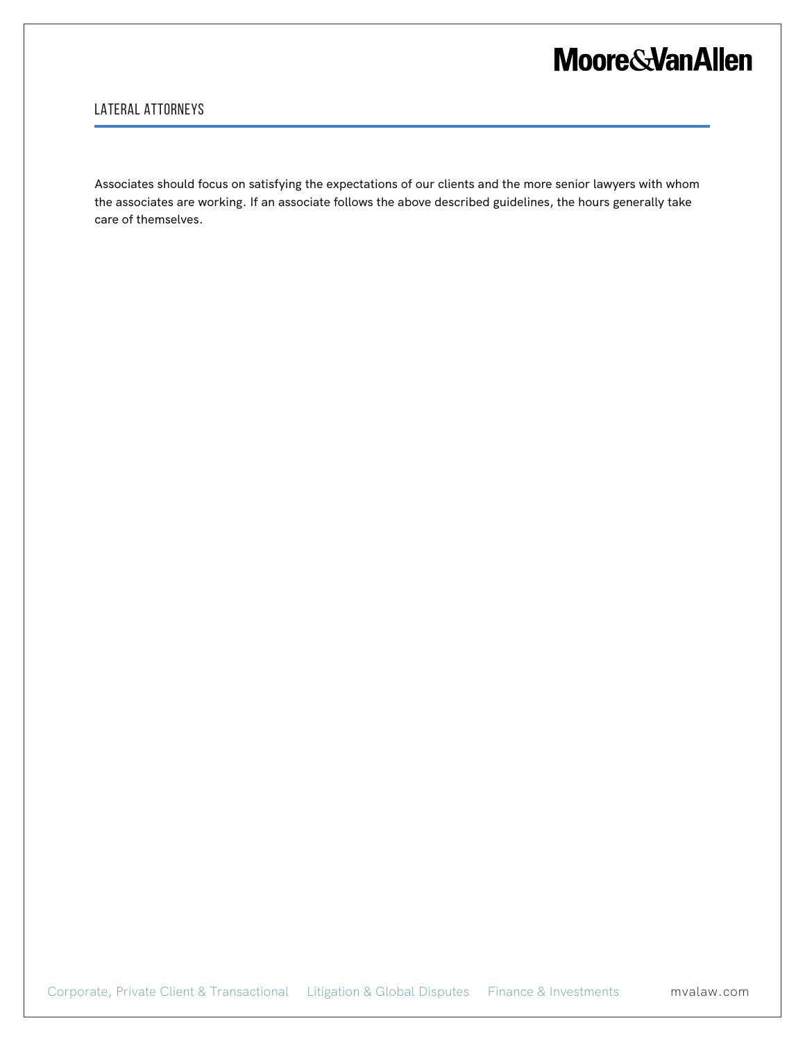Associates should focus on satisfying the expectations of our clients and the more senior lawyers with whom the associates are working. If an associate follows the above described guidelines, the hours generally take care of themselves.